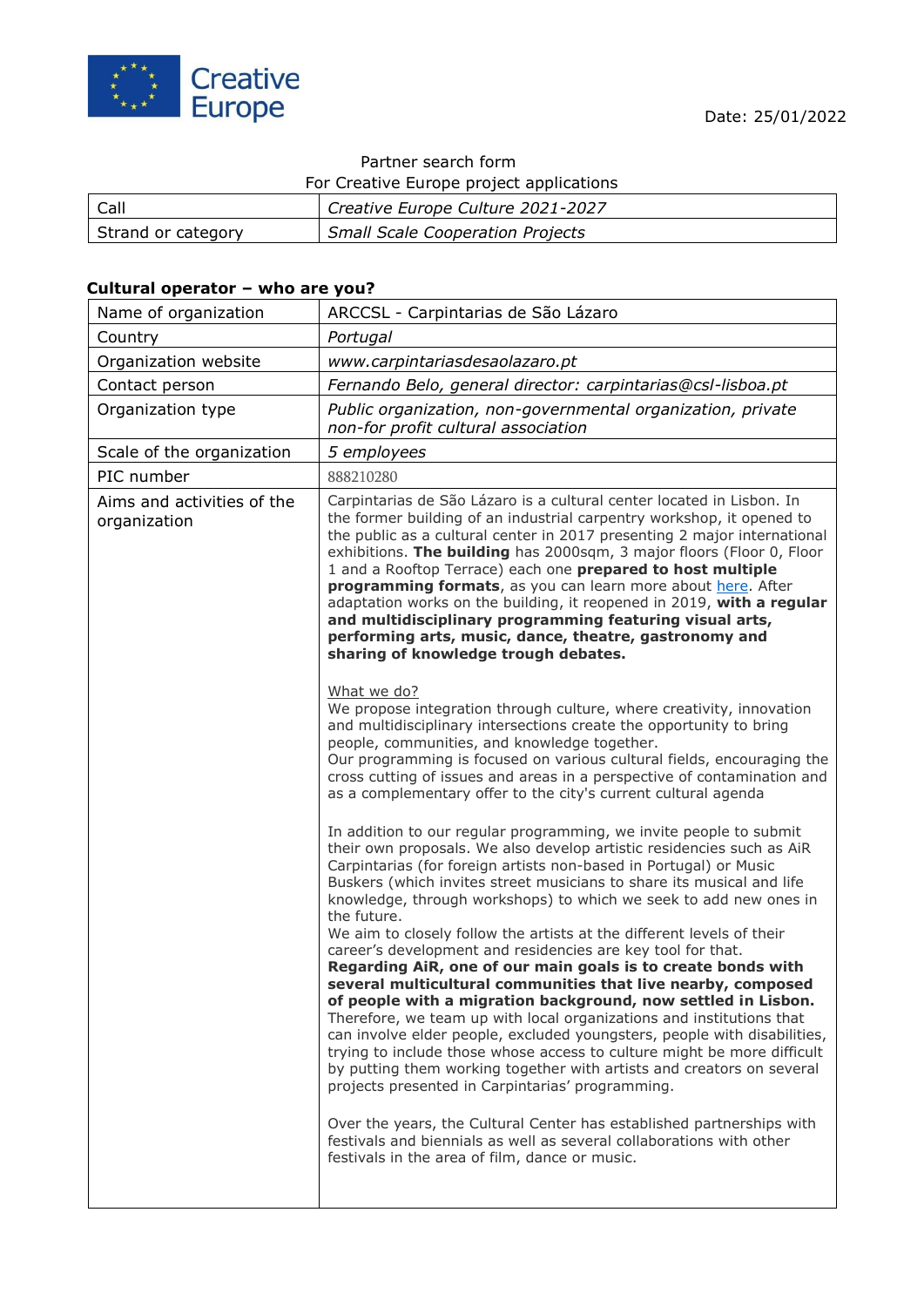Creative Europe

Date: 25/01/2022

Partner search form
For Creative Europe project applications

| Call | *Creative Europe Culture 2021-2027* |
| --- | --- |
| Strand or category | *Small Scale Cooperation Projects* |

**Cultural operator – who are you?**

| Name of organization | ARCCSL - Carpintarias de São Lázaro |
| --- | --- |
| Country | *Portugal* |
| Organization website | *www.carpintariasdesaolazaro.pt* |
| Contact person | *Fernando Belo, general director: carpintarias@csl-lisboa.pt* |
| Organization type | *Public organization, non-governmental organization, private non-for profit cultural association* |
| Scale of the organization | *5 employees* |
| PIC number | 888210280 |
| Aims and activities of the organization | Carpintarias de São Lázaro is a cultural center located in Lisbon. In the former building of an industrial carpentry workshop, it opened to the public as a cultural center in 2017 presenting 2 major international exhibitions. **The building** has 2000sqm, 3 major floors (Floor 0, Floor 1 and a Rooftop Terrace) each one **prepared to host multiple programming formats**, as you can learn more about here. After adaptation works on the building, it reopened in 2019, **with a regular and multidisciplinary programming featuring visual arts, performing arts, music, dance, theatre, gastronomy and sharing of knowledge trough debates.**<br><br>What we do?<br>We propose integration through culture, where creativity, innovation and multidisciplinary intersections create the opportunity to bring people, communities, and knowledge together.<br>Our programming is focused on various cultural fields, encouraging the cross cutting of issues and areas in a perspective of contamination and as a complementary offer to the city's current cultural agenda<br><br>In addition to our regular programming, we invite people to submit their own proposals. We also develop artistic residencies such as AiR Carpintarias (for foreign artists non-based in Portugal) or Music Buskers (which invites street musicians to share its musical and life knowledge, through workshops) to which we seek to add new ones in the future.<br>We aim to closely follow the artists at the different levels of their career's development and residencies are key tool for that.<br>**Regarding AiR, one of our main goals is to create bonds with several multicultural communities that live nearby, composed of people with a migration background, now settled in Lisbon.** Therefore, we team up with local organizations and institutions that can involve elder people, excluded youngsters, people with disabilities, trying to include those whose access to culture might be more difficult by putting them working together with artists and creators on several projects presented in Carpintarias' programming.<br><br>Over the years, the Cultural Center has established partnerships with festivals and biennials as well as several collaborations with other festivals in the area of film, dance or music. |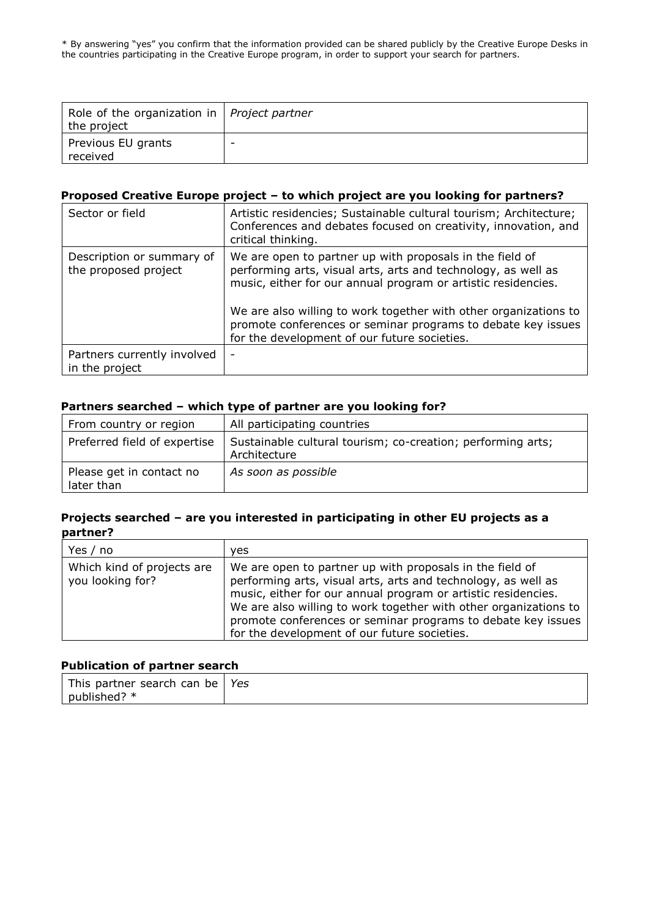* By answering "yes" you confirm that the information provided can be shared publicly by the Creative Europe Desks in the countries participating in the Creative Europe program, in order to support your search for partners.

| | |
|---|---|
| Role of the organization in the project | *Project partner* |
| Previous EU grants received | - |

**Proposed Creative Europe project – to which project are you looking for partners?**

| | |
|---|---|
| Sector or field | Artistic residencies; Sustainable cultural tourism; Architecture; Conferences and debates focused on creativity, innovation, and critical thinking. |
| Description or summary of the proposed project | We are open to partner up with proposals in the field of performing arts, visual arts, arts and technology, as well as music, either for our annual program or artistic residencies.<br><br>We are also willing to work together with other organizations to promote conferences or seminar programs to debate key issues for the development of our future societies. |
| Partners currently involved in the project | - |

**Partners searched – which type of partner are you looking for?**

| | |
|---|---|
| From country or region | All participating countries |
| Preferred field of expertise | Sustainable cultural tourism; co-creation; performing arts; Architecture |
| Please get in contact no later than | *As soon as possible* |

**Projects searched – are you interested in participating in other EU projects as a partner?**

| | |
|---|---|
| Yes / no | yes |
| Which kind of projects are you looking for? | We are open to partner up with proposals in the field of performing arts, visual arts, arts and technology, as well as music, either for our annual program or artistic residencies. We are also willing to work together with other organizations to promote conferences or seminar programs to debate key issues for the development of our future societies. |

**Publication of partner search**

| | |
|---|---|
| This partner search can be published? * | *Yes* |